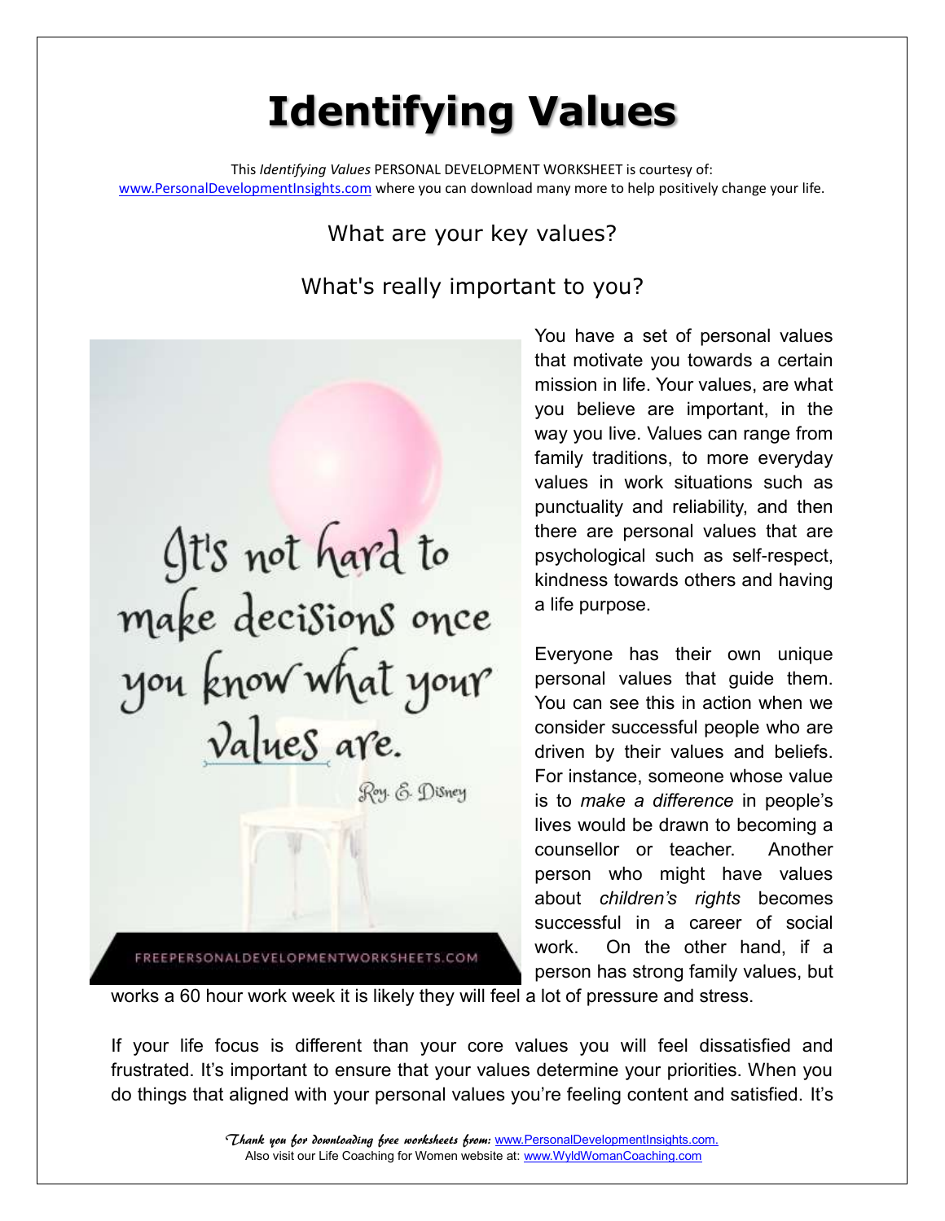# Identifying Values

This *Identifying Values* PERSONAL DEVELOPMENT WORKSHEET is courtesy of: www.PersonalDevelopmentInsights.com where you can download many more to help positively change your life.

What are your key values?

What's really important to you?

It's not hard to make decisions once you know what your values are.

Roy. E. Disney

FREEPERSONALDEVELOPMENTWORKSHEETS.COM

You have a set of personal values that motivate you towards a certain mission in life. Your values, are what you believe are important, in the way you live. Values can range from family traditions, to more everyday values in work situations such as punctuality and reliability, and then there are personal values that are psychological such as self-respect, kindness towards others and having a life purpose.

Everyone has their own unique personal values that guide them. You can see this in action when we consider successful people who are driven by their values and beliefs. For instance, someone whose value is to *make a difference* in people's lives would be drawn to becoming a counsellor or teacher. Another person who might have values about *children's rights* becomes successful in a career of social work. On the other hand, if a person has strong family values, but works a 60 hour work week it is likely they will feel a lot of pressure and stress.

If your life focus is different than your core values you will feel dissatisfied and frustrated. It's important to ensure that your values determine your priorities. When you do things that aligned with your personal values you're feeling content and satisfied. It's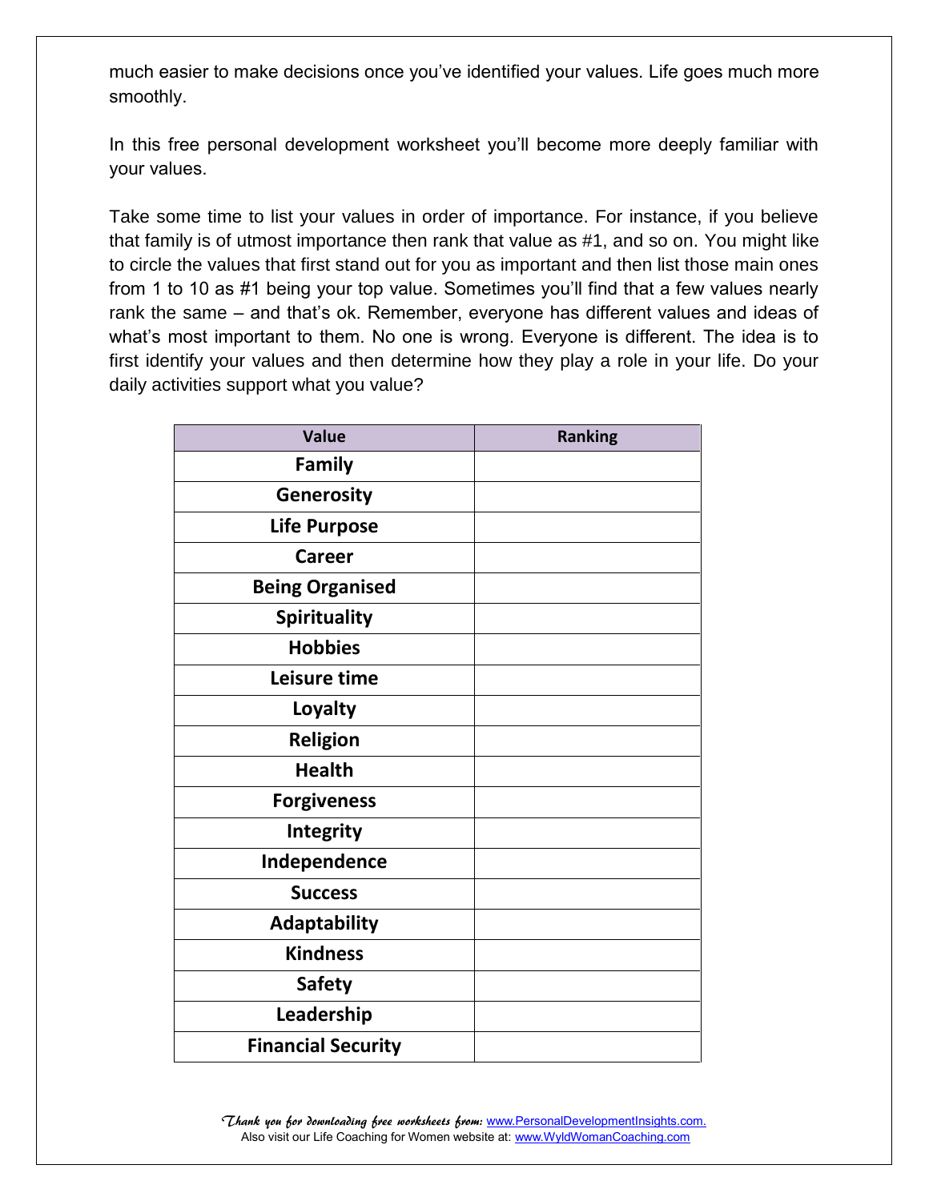much easier to make decisions once you've identified your values. Life goes much more smoothly.

In this free personal development worksheet you'll become more deeply familiar with your values.

Take some time to list your values in order of importance. For instance, if you believe that family is of utmost importance then rank that value as #1, and so on. You might like to circle the values that first stand out for you as important and then list those main ones from 1 to 10 as #1 being your top value. Sometimes you'll find that a few values nearly rank the same – and that's ok. Remember, everyone has different values and ideas of what's most important to them. No one is wrong. Everyone is different. The idea is to first identify your values and then determine how they play a role in your life. Do your daily activities support what you value?

| Value | Ranking |
|---|---|
| **Family** | |
| **Generosity** | |
| **Life Purpose** | |
| **Career** | |
| **Being Organised** | |
| **Spirituality** | |
| **Hobbies** | |
| **Leisure time** | |
| **Loyalty** | |
| **Religion** | |
| **Health** | |
| **Forgiveness** | |
| **Integrity** | |
| **Independence** | |
| **Success** | |
| **Adaptability** | |
| **Kindness** | |
| **Safety** | |
| **Leadership** | |
| **Financial Security** | |

*Thank you for downloading free worksheets from:* www.PersonalDevelopmentInsights.com.
Also visit our Life Coaching for Women website at: www.WyldWomanCoaching.com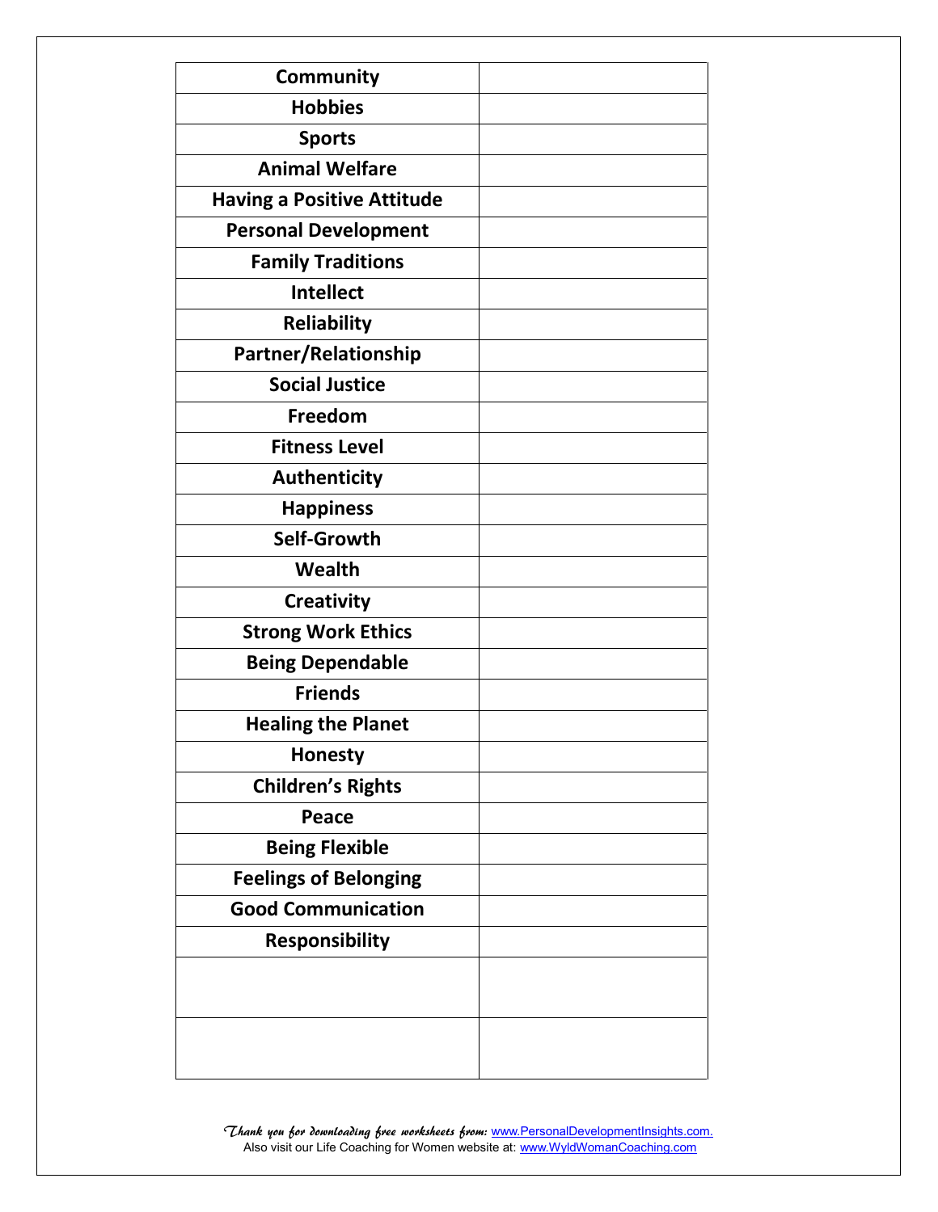| **Community** | |
|---|---|
| **Hobbies** | |
| **Sports** | |
| **Animal Welfare** | |
| **Having a Positive Attitude** | |
| **Personal Development** | |
| **Family Traditions** | |
| **Intellect** | |
| **Reliability** | |
| **Partner/Relationship** | |
| **Social Justice** | |
| **Freedom** | |
| **Fitness Level** | |
| **Authenticity** | |
| **Happiness** | |
| **Self-Growth** | |
| **Wealth** | |
| **Creativity** | |
| **Strong Work Ethics** | |
| **Being Dependable** | |
| **Friends** | |
| **Healing the Planet** | |
| **Honesty** | |
| **Children's Rights** | |
| **Peace** | |
| **Being Flexible** | |
| **Feelings of Belonging** | |
| **Good Communication** | |
| **Responsibility** | |
| | |
| | |

*Thank you for downloading free worksheets from:* www.PersonalDevelopmentInsights.com.
Also visit our Life Coaching for Women website at: www.WyldWomanCoaching.com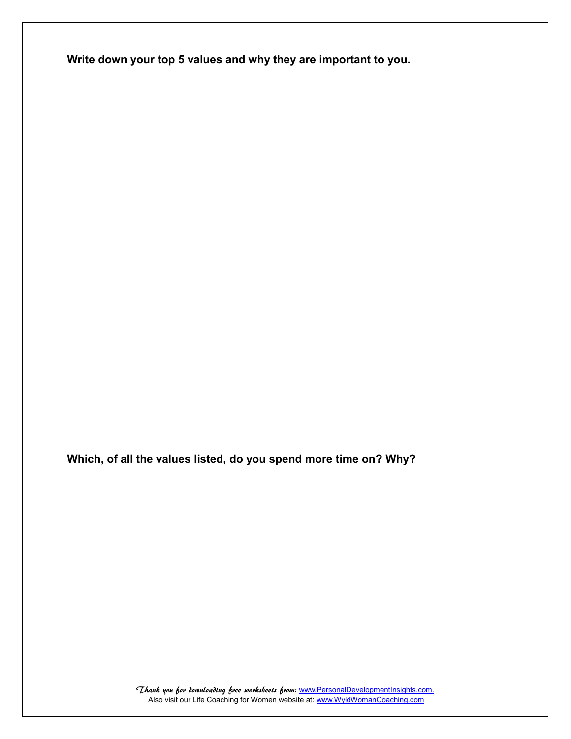**Write down your top 5 values and why they are important to you.**

**Which, of all the values listed, do you spend more time on? Why?**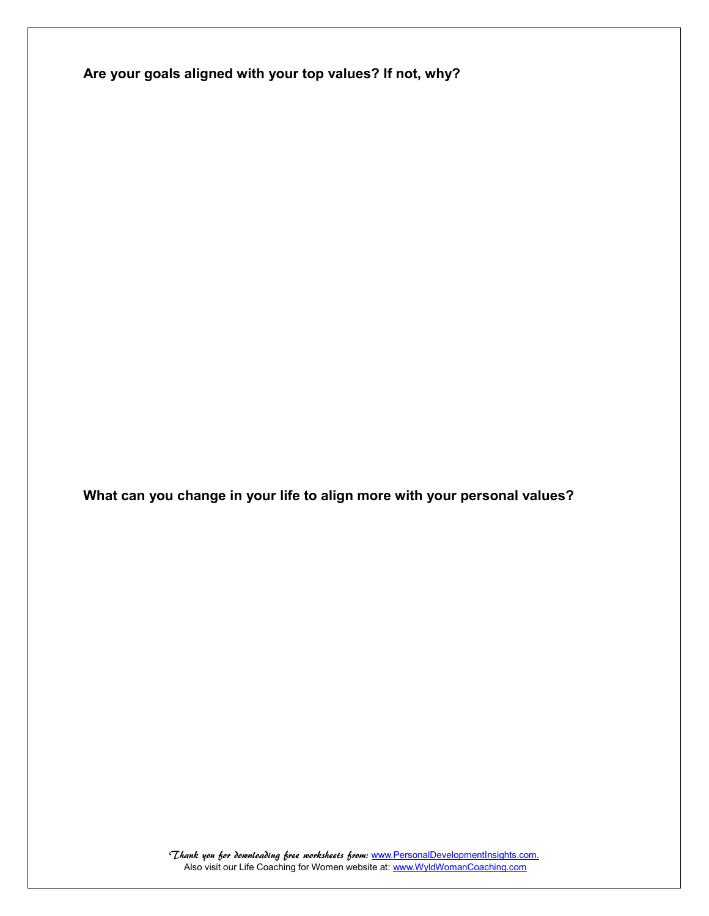**Are your goals aligned with your top values? If not, why?**

**What can you change in your life to align more with your personal values?**

*Thank you for downloading free worksheets from:* www.PersonalDevelopmentInsights.com.
Also visit our Life Coaching for Women website at: www.WyldWomanCoaching.com